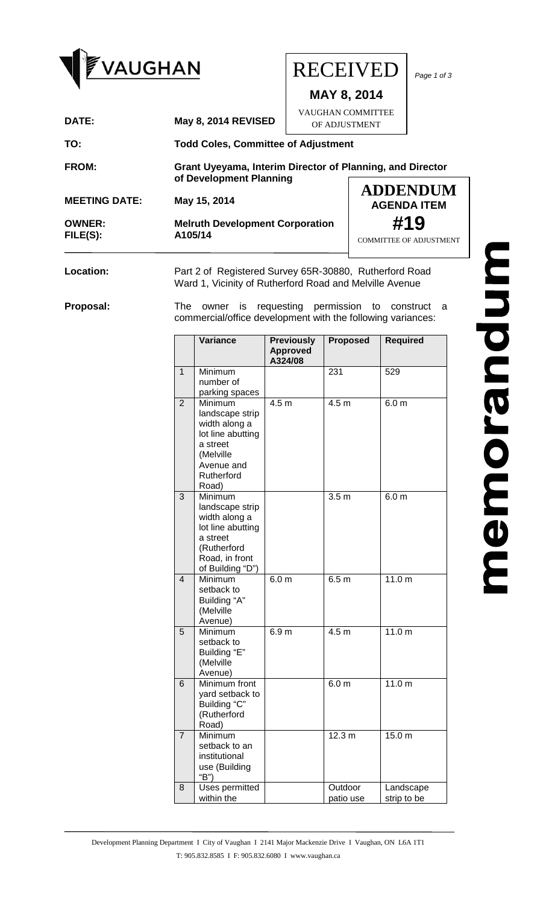VAUGHAN

RECEIVED

**MAY 8, 2014**

VAUGHAN COMMITTEE OF ADJUSTMENT

**ADDENDUM**

**AGENDA ITEM**

**#19**

COMMITTEE OF ADJUSTMENT

**DATE:** **May 8, 2014 REVISED**

**TO:** **Todd Coles, Committee of Adjustment**

**FROM:** **Grant Uyeyama, Interim Director of Planning, and Director of Development Planning**

**MEETING DATE:** **May 15, 2014**

**OWNER:** **Melruth Development Corporation**

**FILE(S):** **A105/14**

**Location:** Part 2 of Registered Survey 65R-30880, Rutherford Road Ward 1, Vicinity of Rutherford Road and Melville Avenue

**Proposal:** The owner is requesting permission to construct a commercial/office development with the following variances:

| | Variance | Previously Approved A324/08 | Proposed | Required |
|---|---|---|---|---|
| 1 | Minimum number of parking spaces | | 231 | 529 |
| 2 | Minimum landscape strip width along a lot line abutting a street (Melville Avenue and Rutherford Road) | 4.5 m | 4.5 m | 6.0 m |
| 3 | Minimum landscape strip width along a lot line abutting a street (Rutherford Road, in front of Building "D") | | 3.5 m | 6.0 m |
| 4 | Minimum setback to Building "A" (Melville Avenue) | 6.0 m | 6.5 m | 11.0 m |
| 5 | Minimum setback to Building "E" (Melville Avenue) | 6.9 m | 4.5 m | 11.0 m |
| 6 | Minimum front yard setback to Building "C" (Rutherford Road) | | 6.0 m | 11.0 m |
| 7 | Minimum setback to an institutional use (Building "B") | | 12.3 m | 15.0 m |
| 8 | Uses permitted within the | | Outdoor patio use | Landscape strip to be |

memorandum

Development Planning Department I City of Vaughan I 2141 Major Mackenzie Drive I Vaughan, ON L6A 1T1

T: 905.832.8585 I F: 905.832.6080 I www.vaughan.ca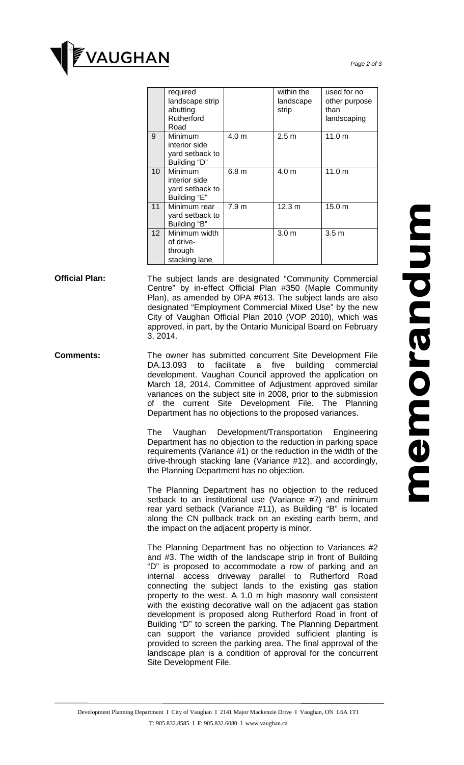|  | required landscape strip abutting Rutherford Road |  | within the landscape strip | used for no other purpose than landscaping |
|---|---|---|---|---|
| 9 | Minimum interior side yard setback to Building "D" | 4.0 m | 2.5 m | 11.0 m |
| 10 | Minimum interior side yard setback to Building "E" | 6.8 m | 4.0 m | 11.0 m |
| 11 | Minimum rear yard setback to Building "B" | 7.9 m | 12.3 m | 15.0 m |
| 12 | Minimum width of drive-through stacking lane |  | 3.0 m | 3.5 m |

**Official Plan:** The subject lands are designated "Community Commercial Centre" by in-effect Official Plan #350 (Maple Community Plan), as amended by OPA #613. The subject lands are also designated "Employment Commercial Mixed Use" by the new City of Vaughan Official Plan 2010 (VOP 2010), which was approved, in part, by the Ontario Municipal Board on February 3, 2014.

**Comments:** The owner has submitted concurrent Site Development File DA.13.093 to facilitate a five building commercial development. Vaughan Council approved the application on March 18, 2014. Committee of Adjustment approved similar variances on the subject site in 2008, prior to the submission of the current Site Development File. The Planning Department has no objections to the proposed variances.

The Vaughan Development/Transportation Engineering Department has no objection to the reduction in parking space requirements (Variance #1) or the reduction in the width of the drive-through stacking lane (Variance #12), and accordingly, the Planning Department has no objection.

The Planning Department has no objection to the reduced setback to an institutional use (Variance #7) and minimum rear yard setback (Variance #11), as Building "B" is located along the CN pullback track on an existing earth berm, and the impact on the adjacent property is minor.

The Planning Department has no objection to Variances #2 and #3. The width of the landscape strip in front of Building "D" is proposed to accommodate a row of parking and an internal access driveway parallel to Rutherford Road connecting the subject lands to the existing gas station property to the west. A 1.0 m high masonry wall consistent with the existing decorative wall on the adjacent gas station development is proposed along Rutherford Road in front of Building "D" to screen the parking. The Planning Department can support the variance provided sufficient planting is provided to screen the parking area. The final approval of the landscape plan is a condition of approval for the concurrent Site Development File.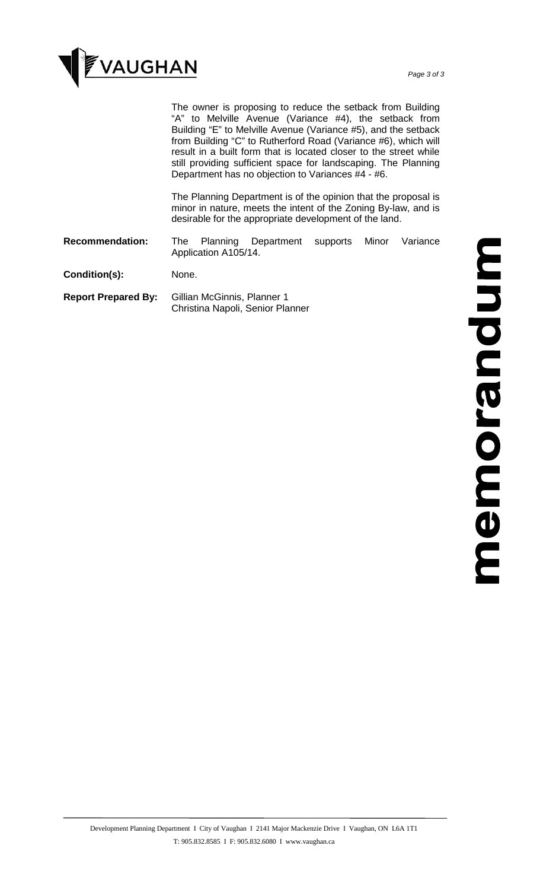The owner is proposing to reduce the setback from Building "A" to Melville Avenue (Variance #4), the setback from Building "E" to Melville Avenue (Variance #5), and the setback from Building "C" to Rutherford Road (Variance #6), which will result in a built form that is located closer to the street while still providing sufficient space for landscaping. The Planning Department has no objection to Variances #4 - #6.

The Planning Department is of the opinion that the proposal is minor in nature, meets the intent of the Zoning By-law, and is desirable for the appropriate development of the land.

**Recommendation:** The Planning Department supports Minor Variance Application A105/14.

**Condition(s):** None.

**Report Prepared By:** Gillian McGinnis, Planner 1
Christina Napoli, Senior Planner